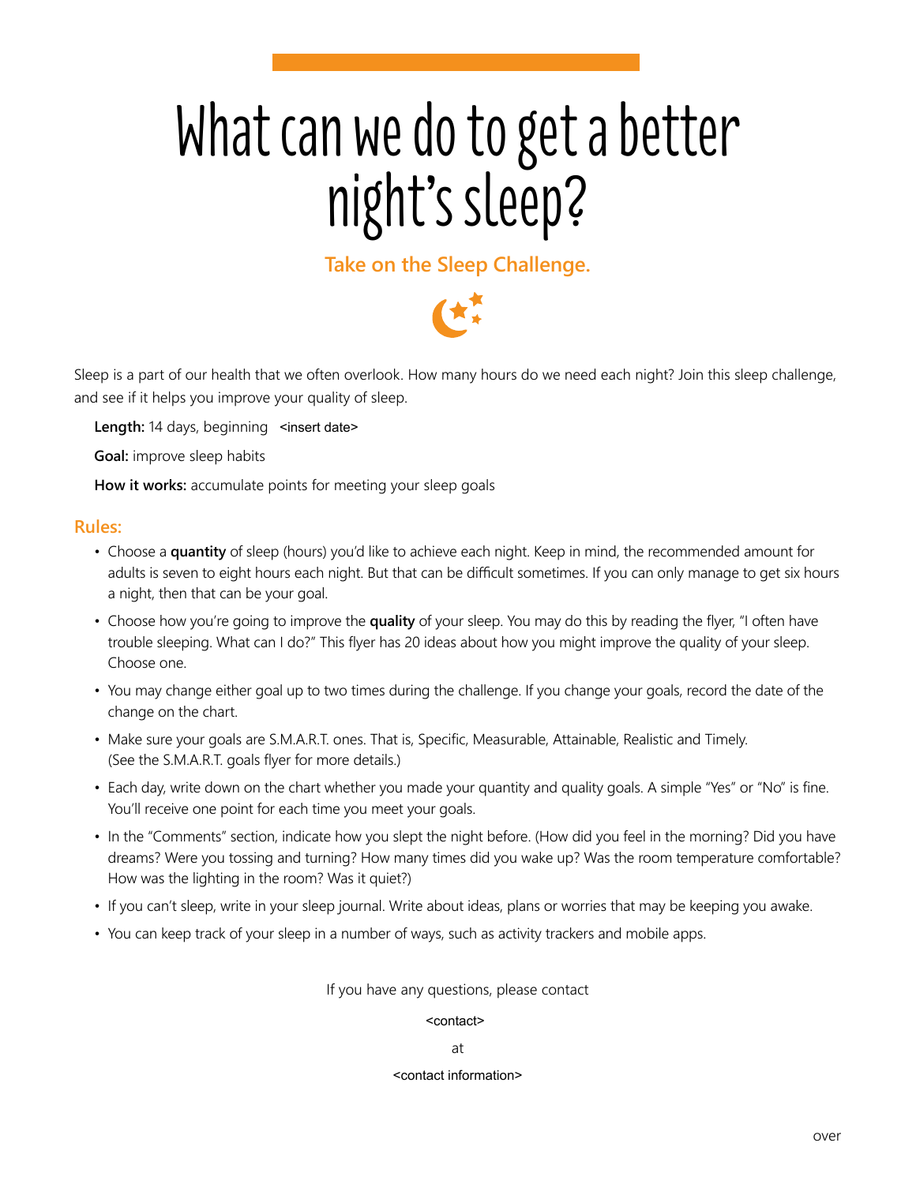# What can we do to get a better night's sleep?

## Take on the Sleep Challenge.

Sleep is a part of our health that we often overlook. How many hours do we need each night? Join this sleep challenge, and see if it helps you improve your quality of sleep.

**Length:** 14 days, beginning <insert date>

**Goal:** improve sleep habits

**How it works:** accumulate points for meeting your sleep goals

## Rules:

- Choose a **quantity** of sleep (hours) you'd like to achieve each night. Keep in mind, the recommended amount for adults is seven to eight hours each night. But that can be difficult sometimes. If you can only manage to get six hours a night, then that can be your goal.
- Choose how you're going to improve the **quality** of your sleep. You may do this by reading the flyer, "I often have trouble sleeping. What can I do?" This flyer has 20 ideas about how you might improve the quality of your sleep. Choose one.
- You may change either goal up to two times during the challenge. If you change your goals, record the date of the change on the chart.
- Make sure your goals are S.M.A.R.T. ones. That is, Specific, Measurable, Attainable, Realistic and Timely. (See the S.M.A.R.T. goals flyer for more details.)
- Each day, write down on the chart whether you made your quantity and quality goals. A simple "Yes" or "No" is fine. You'll receive one point for each time you meet your goals.
- In the "Comments" section, indicate how you slept the night before. (How did you feel in the morning? Did you have dreams? Were you tossing and turning? How many times did you wake up? Was the room temperature comfortable? How was the lighting in the room? Was it quiet?)
- If you can't sleep, write in your sleep journal. Write about ideas, plans or worries that may be keeping you awake.
- You can keep track of your sleep in a number of ways, such as activity trackers and mobile apps.

If you have any questions, please contact

<contact>

at

<contact information>

over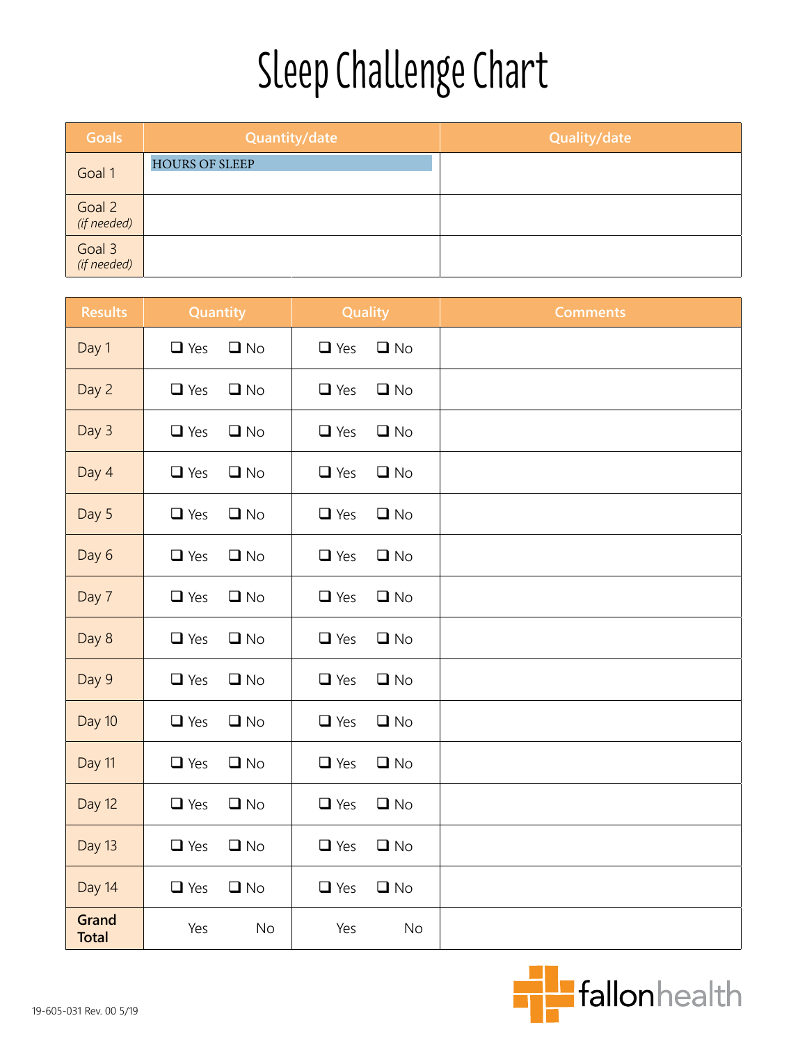# Sleep Challenge Chart

| Goals | Quantity/date | Quality/date |
|---|---|---|
| Goal 1 | HOURS OF SLEEP | |
| Goal 2 *(if needed)* | | |
| Goal 3 *(if needed)* | | |

| Results | Quantity | | Quality | | Comments |
|---|---|---|---|---|---|
| Day 1 | ❑ Yes | ❑ No | ❑ Yes | ❑ No | |
| Day 2 | ❑ Yes | ❑ No | ❑ Yes | ❑ No | |
| Day 3 | ❑ Yes | ❑ No | ❑ Yes | ❑ No | |
| Day 4 | ❑ Yes | ❑ No | ❑ Yes | ❑ No | |
| Day 5 | ❑ Yes | ❑ No | ❑ Yes | ❑ No | |
| Day 6 | ❑ Yes | ❑ No | ❑ Yes | ❑ No | |
| Day 7 | ❑ Yes | ❑ No | ❑ Yes | ❑ No | |
| Day 8 | ❑ Yes | ❑ No | ❑ Yes | ❑ No | |
| Day 9 | ❑ Yes | ❑ No | ❑ Yes | ❑ No | |
| Day 10 | ❑ Yes | ❑ No | ❑ Yes | ❑ No | |
| Day 11 | ❑ Yes | ❑ No | ❑ Yes | ❑ No | |
| Day 12 | ❑ Yes | ❑ No | ❑ Yes | ❑ No | |
| Day 13 | ❑ Yes | ❑ No | ❑ Yes | ❑ No | |
| Day 14 | ❑ Yes | ❑ No | ❑ Yes | ❑ No | |
| **Grand Total** | Yes | No | Yes | No | |

fallonhealth

19-605-031 Rev. 00 5/19